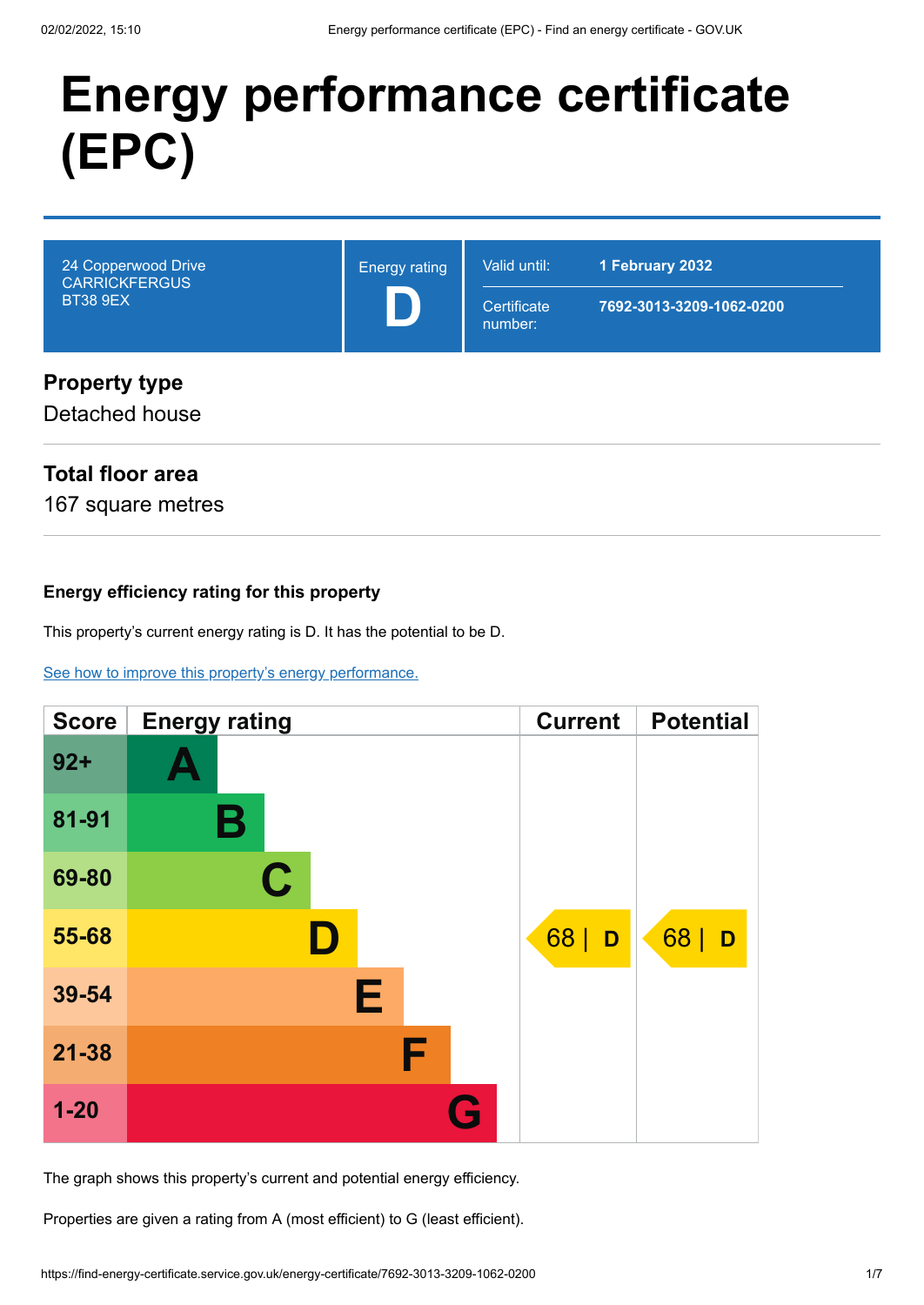# Energy performance certificate (EPC)

| 24 Copperwood Drive<br>CARRICKFERGUS<br>BT38 9EX | Energy rating<br>**D** | Valid until: **1 February 2032**<br>Certificate number: **7692-3013-3209-1062-0200** |
|---|---|---|

## Property type

Detached house

## Total floor area

167 square metres

### Energy efficiency rating for this property

This property's current energy rating is D. It has the potential to be D.

See how to improve this property's energy performance.

| Score | Energy rating | Current | Potential |
|---|---|---|---|
| 92+ | A | | |
| 81-91 | B | | |
| 69-80 | C | | |
| 55-68 | D | 68 \| D | 68 \| D |
| 39-54 | E | | |
| 21-38 | F | | |
| 1-20 | G | | |

The graph shows this property's current and potential energy efficiency.

Properties are given a rating from A (most efficient) to G (least efficient).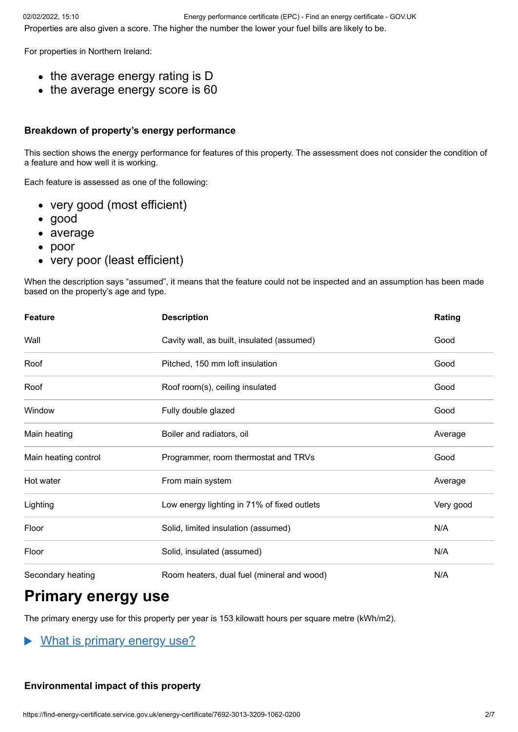Properties are also given a score. The higher the number the lower your fuel bills are likely to be.

For properties in Northern Ireland:

- the average energy rating is D
- the average energy score is 60

### Breakdown of property's energy performance

This section shows the energy performance for features of this property. The assessment does not consider the condition of a feature and how well it is working.

Each feature is assessed as one of the following:

- very good (most efficient)
- good
- average
- poor
- very poor (least efficient)

When the description says "assumed", it means that the feature could not be inspected and an assumption has been made based on the property's age and type.

| Feature | Description | Rating |
| --- | --- | --- |
| Wall | Cavity wall, as built, insulated (assumed) | Good |
| Roof | Pitched, 150 mm loft insulation | Good |
| Roof | Roof room(s), ceiling insulated | Good |
| Window | Fully double glazed | Good |
| Main heating | Boiler and radiators, oil | Average |
| Main heating control | Programmer, room thermostat and TRVs | Good |
| Hot water | From main system | Average |
| Lighting | Low energy lighting in 71% of fixed outlets | Very good |
| Floor | Solid, limited insulation (assumed) | N/A |
| Floor | Solid, insulated (assumed) | N/A |
| Secondary heating | Room heaters, dual fuel (mineral and wood) | N/A |

# Primary energy use

The primary energy use for this property per year is 153 kilowatt hours per square metre (kWh/m2).

▶ What is primary energy use?

### Environmental impact of this property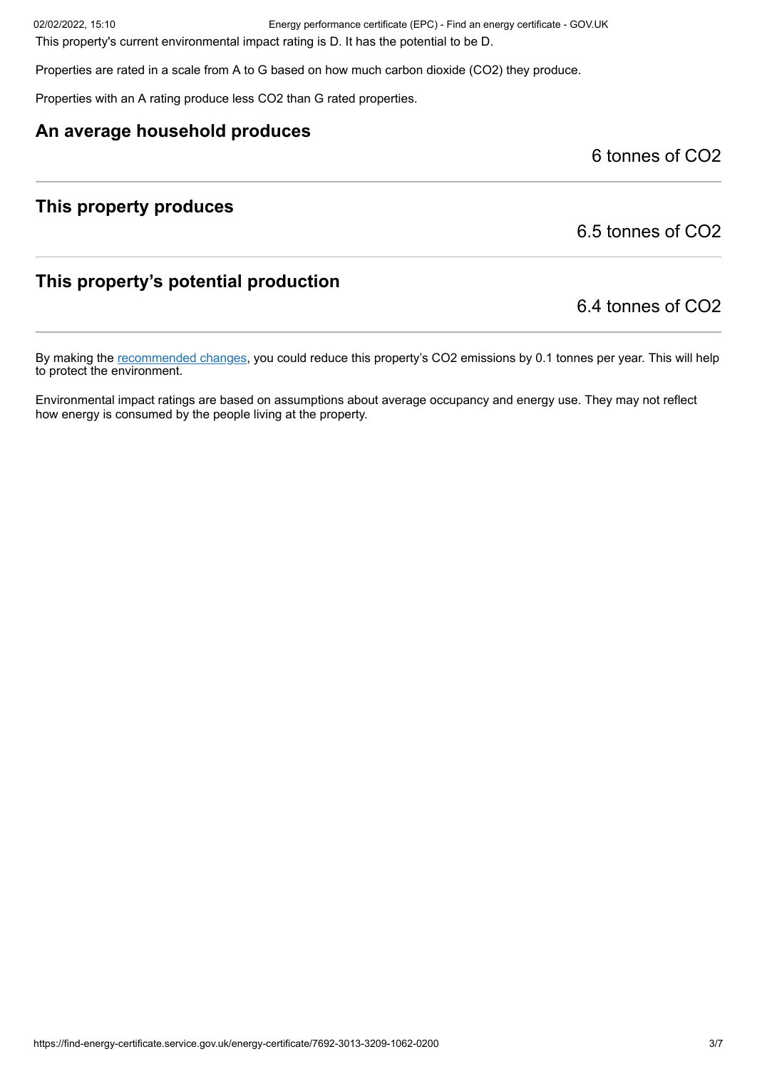This property's current environmental impact rating is D. It has the potential to be D.

Properties are rated in a scale from A to G based on how much carbon dioxide ($CO_2$) they produce.

Properties with an A rating produce less $CO_2$ than G rated properties.

## An average household produces

6 tonnes of $CO_2$

## This property produces

6.5 tonnes of $CO_2$

## This property's potential production

6.4 tonnes of $CO_2$

By making the recommended changes, you could reduce this property's $CO_2$ emissions by 0.1 tonnes per year. This will help to protect the environment.

Environmental impact ratings are based on assumptions about average occupancy and energy use. They may not reflect how energy is consumed by the people living at the property.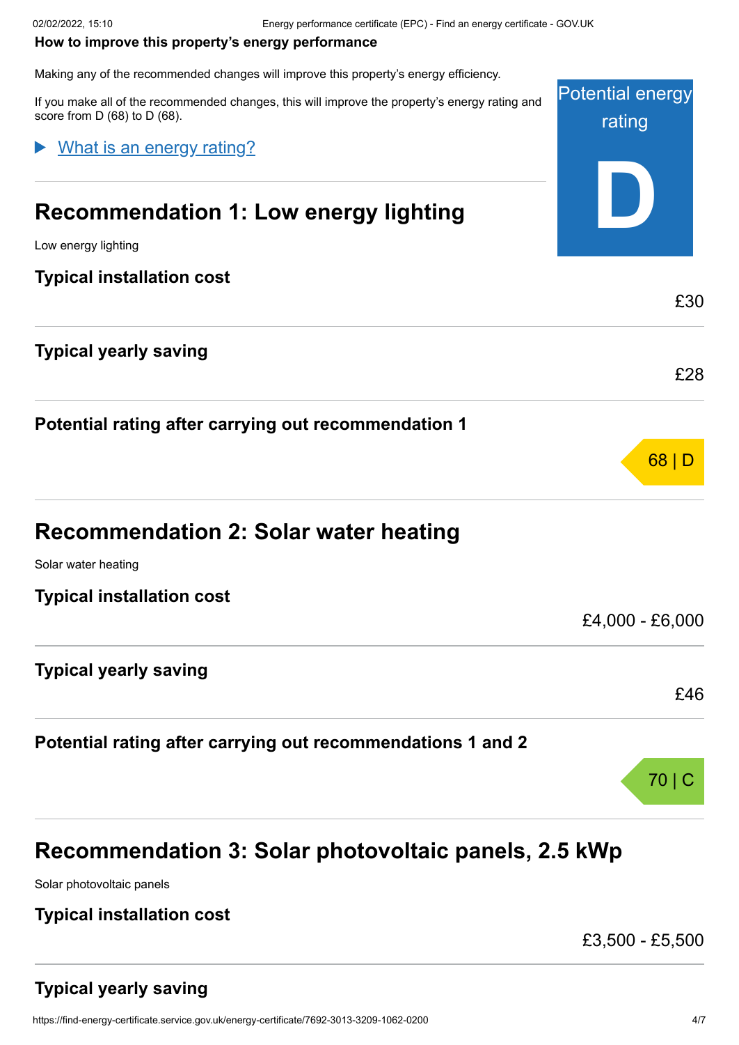**How to improve this property's energy performance**

Making any of the recommended changes will improve this property's energy efficiency.

If you make all of the recommended changes, this will improve the property's energy rating and score from D (68) to D (68).

Potential energy rating

**D**

▶ What is an energy rating?

## Recommendation 1: Low energy lighting

Low energy lighting

**Typical installation cost**

£30

**Typical yearly saving**

£28

**Potential rating after carrying out recommendation 1**

68 | D

## Recommendation 2: Solar water heating

Solar water heating

**Typical installation cost**

£4,000 - £6,000

**Typical yearly saving**

£46

**Potential rating after carrying out recommendations 1 and 2**

70 | C

## Recommendation 3: Solar photovoltaic panels, 2.5 kWp

Solar photovoltaic panels

**Typical installation cost**

£3,500 - £5,500

**Typical yearly saving**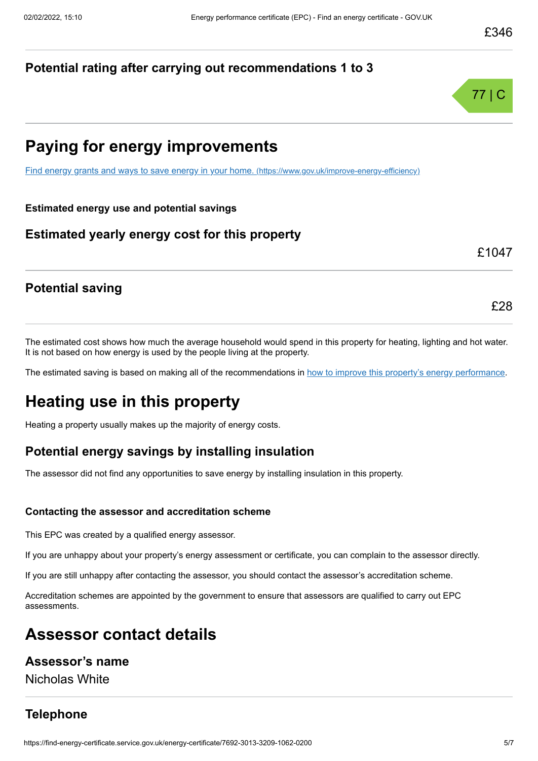£346

### Potential rating after carrying out recommendations 1 to 3

77 | C

## Paying for energy improvements

[Find energy grants and ways to save energy in your home. (https://www.gov.uk/improve-energy-efficiency)](https://www.gov.uk/improve-energy-efficiency)

**Estimated energy use and potential savings**

### Estimated yearly energy cost for this property

£1047

### Potential saving

£28

The estimated cost shows how much the average household would spend in this property for heating, lighting and hot water. It is not based on how energy is used by the people living at the property.

The estimated saving is based on making all of the recommendations in how to improve this property's energy performance.

## Heating use in this property

Heating a property usually makes up the majority of energy costs.

### Potential energy savings by installing insulation

The assessor did not find any opportunities to save energy by installing insulation in this property.

**Contacting the assessor and accreditation scheme**

This EPC was created by a qualified energy assessor.

If you are unhappy about your property's energy assessment or certificate, you can complain to the assessor directly.

If you are still unhappy after contacting the assessor, you should contact the assessor's accreditation scheme.

Accreditation schemes are appointed by the government to ensure that assessors are qualified to carry out EPC assessments.

## Assessor contact details

### Assessor's name

Nicholas White

### Telephone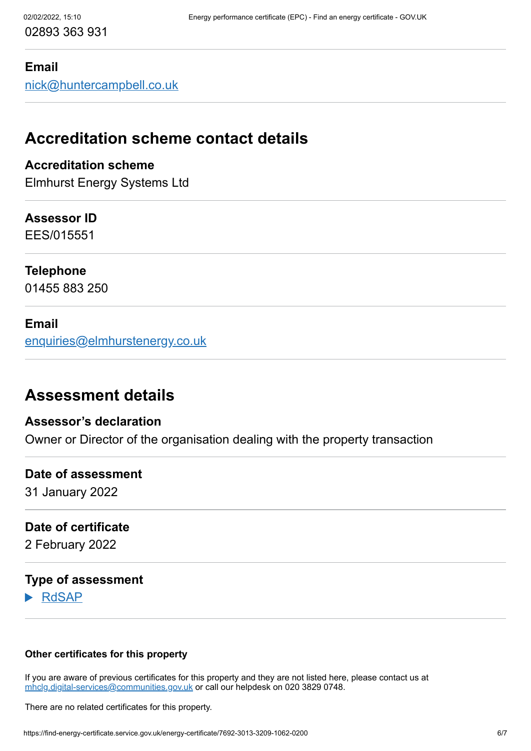02893 363 931

### Email

nick@huntercampbell.co.uk

## Accreditation scheme contact details

### Accreditation scheme

Elmhurst Energy Systems Ltd

### Assessor ID

EES/015551

### Telephone

01455 883 250

### Email

enquiries@elmhurstenergy.co.uk

## Assessment details

### Assessor's declaration

Owner or Director of the organisation dealing with the property transaction

### Date of assessment

31 January 2022

### Date of certificate

2 February 2022

### Type of assessment

▶ RdSAP

**Other certificates for this property**

If you are aware of previous certificates for this property and they are not listed here, please contact us at mhclg.digital-services@communities.gov.uk or call our helpdesk on 020 3829 0748.

There are no related certificates for this property.